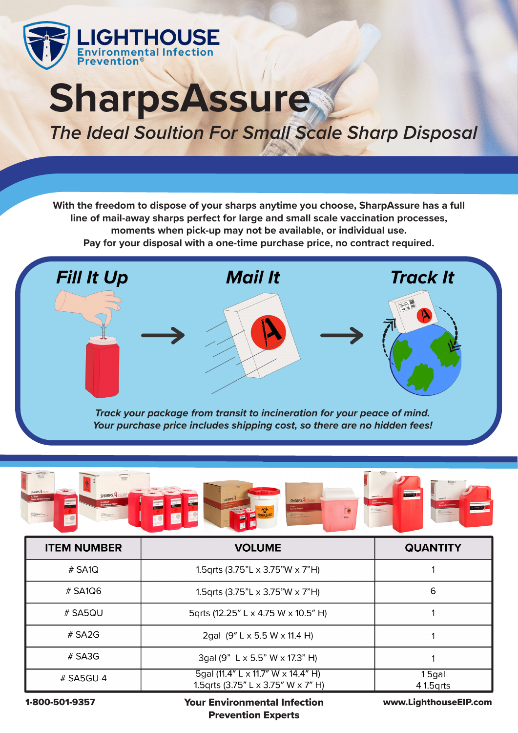# LIGHTHOUSE

Environmental Infection Prevention®

# SharpsAssure

## *The Ideal Soultion For Small Scale Sharp Disposal*

**With the freedom to dispose of your sharps anytime you choose, SharpAssure has a full line of mail-away sharps perfect for large and small scale vaccination processes, moments when pick-up may not be available, or individual use. Pay for your disposal with a one-time purchase price, no contract required.**

***Fill It Up*** → ***Mail It*** → ***Track It***

***Track your package from transit to incineration for your peace of mind. Your purchase price includes shipping cost, so there are no hidden fees!***

| ITEM NUMBER | VOLUME | QUANTITY |
|---|---|---|
| # SA1Q | 1.5qrts (3.75"L x 3.75"W x 7"H) | 1 |
| # SA1Q6 | 1.5qrts (3.75"L x 3.75"W x 7"H) | 6 |
| # SA5QU | 5qrts (12.25" L x 4.75 W x 10.5" H) | 1 |
| # SA2G | 2gal (9" L x 5.5 W x 11.4 H) | 1 |
| # SA3G | 3gal (9" L x 5.5" W x 17.3" H) | 1 |
| # SA5GU-4 | 5gal (11.4" L x 11.7" W x 14.4" H)<br>1.5qrts (3.75" L x 3.75" W x 7" H) | 1 5gal<br>4 1.5qrts |

**1-800-501-9357** **Your Environmental Infection Prevention Experts** **www.LighthouseEIP.com**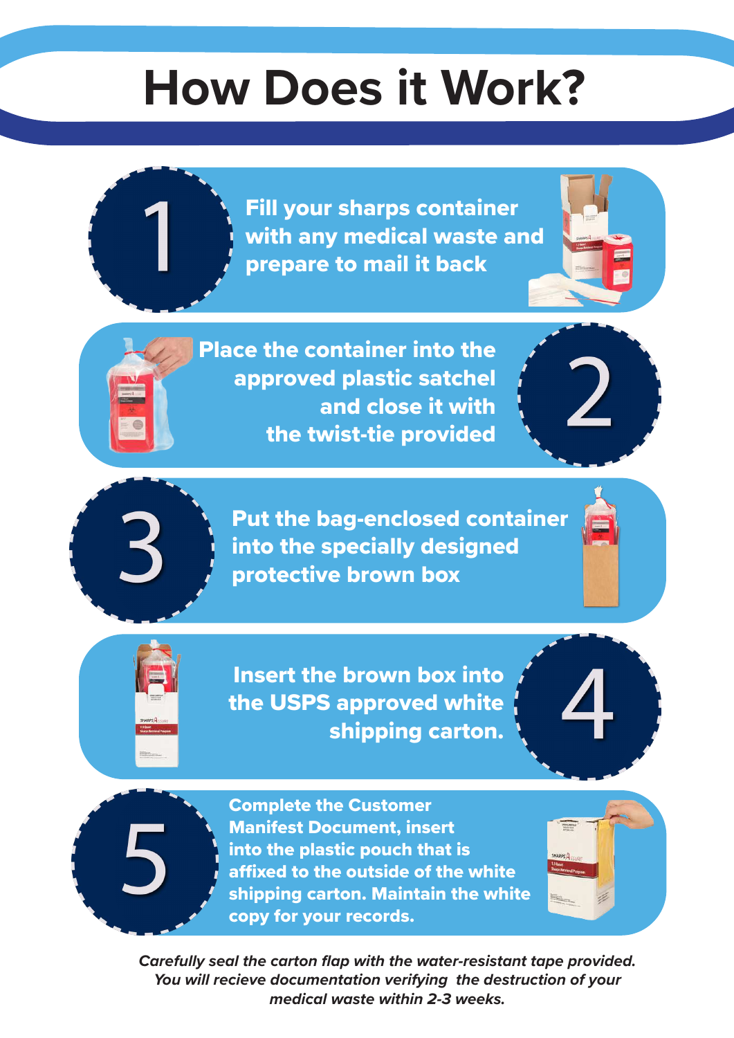# How Does it Work?

1. **Fill your sharps container with any medical waste and prepare to mail it back**

2. **Place the container into the approved plastic satchel and close it with the twist-tie provided**

3. **Put the bag-enclosed container into the specially designed protective brown box**

4. **Insert the brown box into the USPS approved white shipping carton.**

5. **Complete the Customer Manifest Document, insert into the plastic pouch that is affixed to the outside of the white shipping carton. Maintain the white copy for your records.**

***Carefully seal the carton flap with the water-resistant tape provided. You will recieve documentation verifying the destruction of your medical waste within 2-3 weeks.***